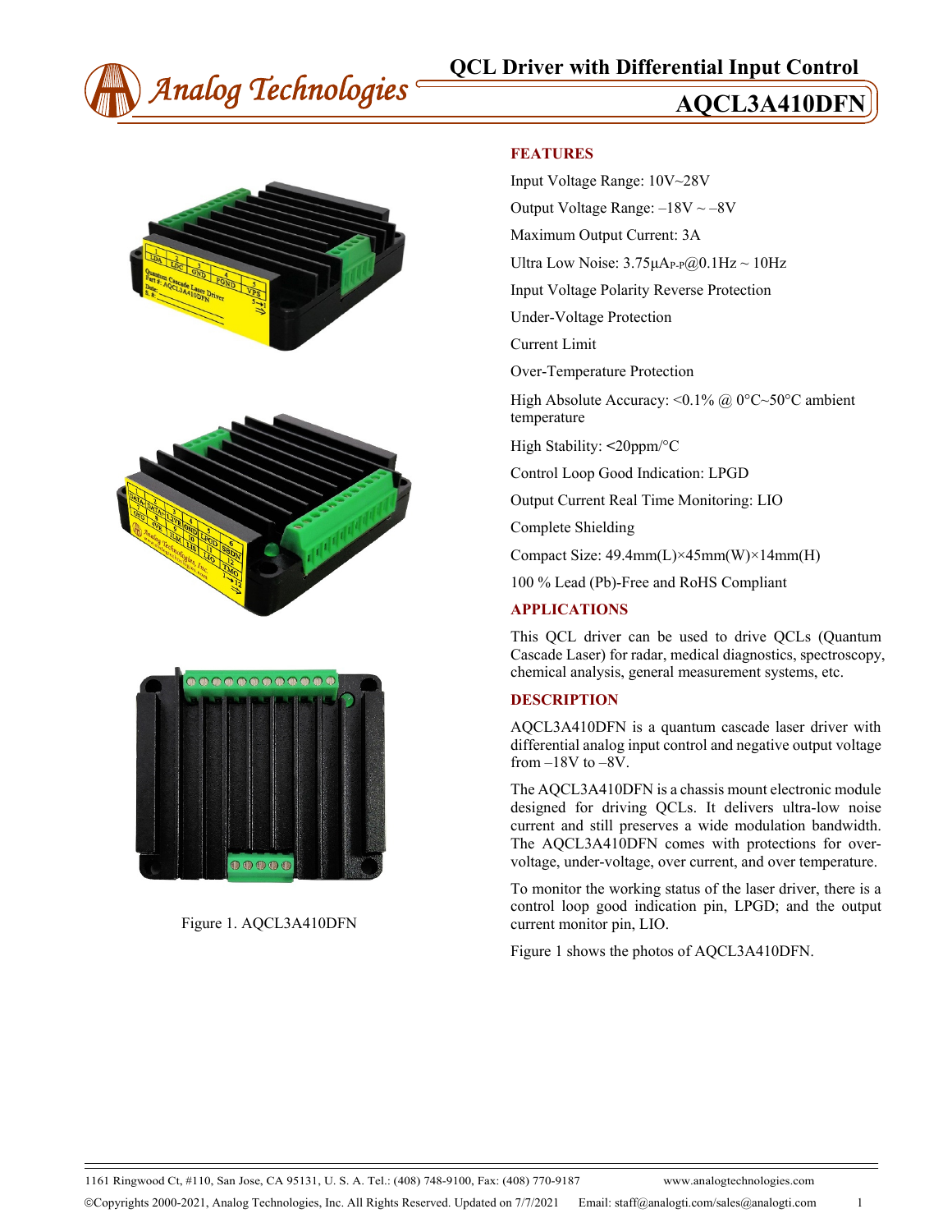# QCL Driver with Differential Input Control

# AQCL3A410DFN

Figure 1. AQCL3A410DFN

## FEATURES

Input Voltage Range: 10V~28V

Output Voltage Range: –18V ~ –8V

Maximum Output Current: 3A

Ultra Low Noise: 3.75μA$_{P-P}$@0.1Hz ~ 10Hz

Input Voltage Polarity Reverse Protection

Under-Voltage Protection

Current Limit

Over-Temperature Protection

High Absolute Accuracy: <0.1% @ 0°C~50°C ambient temperature

High Stability: <20ppm/°C

Control Loop Good Indication: LPGD

Output Current Real Time Monitoring: LIO

Complete Shielding

Compact Size: 49.4mm(L)×45mm(W)×14mm(H)

100 % Lead (Pb)-Free and RoHS Compliant

## APPLICATIONS

This QCL driver can be used to drive QCLs (Quantum Cascade Laser) for radar, medical diagnostics, spectroscopy, chemical analysis, general measurement systems, etc.

## DESCRIPTION

AQCL3A410DFN is a quantum cascade laser driver with differential analog input control and negative output voltage from –18V to –8V.

The AQCL3A410DFN is a chassis mount electronic module designed for driving QCLs. It delivers ultra-low noise current and still preserves a wide modulation bandwidth. The AQCL3A410DFN comes with protections for over-voltage, under-voltage, over current, and over temperature.

To monitor the working status of the laser driver, there is a control loop good indication pin, LPGD; and the output current monitor pin, LIO.

Figure 1 shows the photos of AQCL3A410DFN.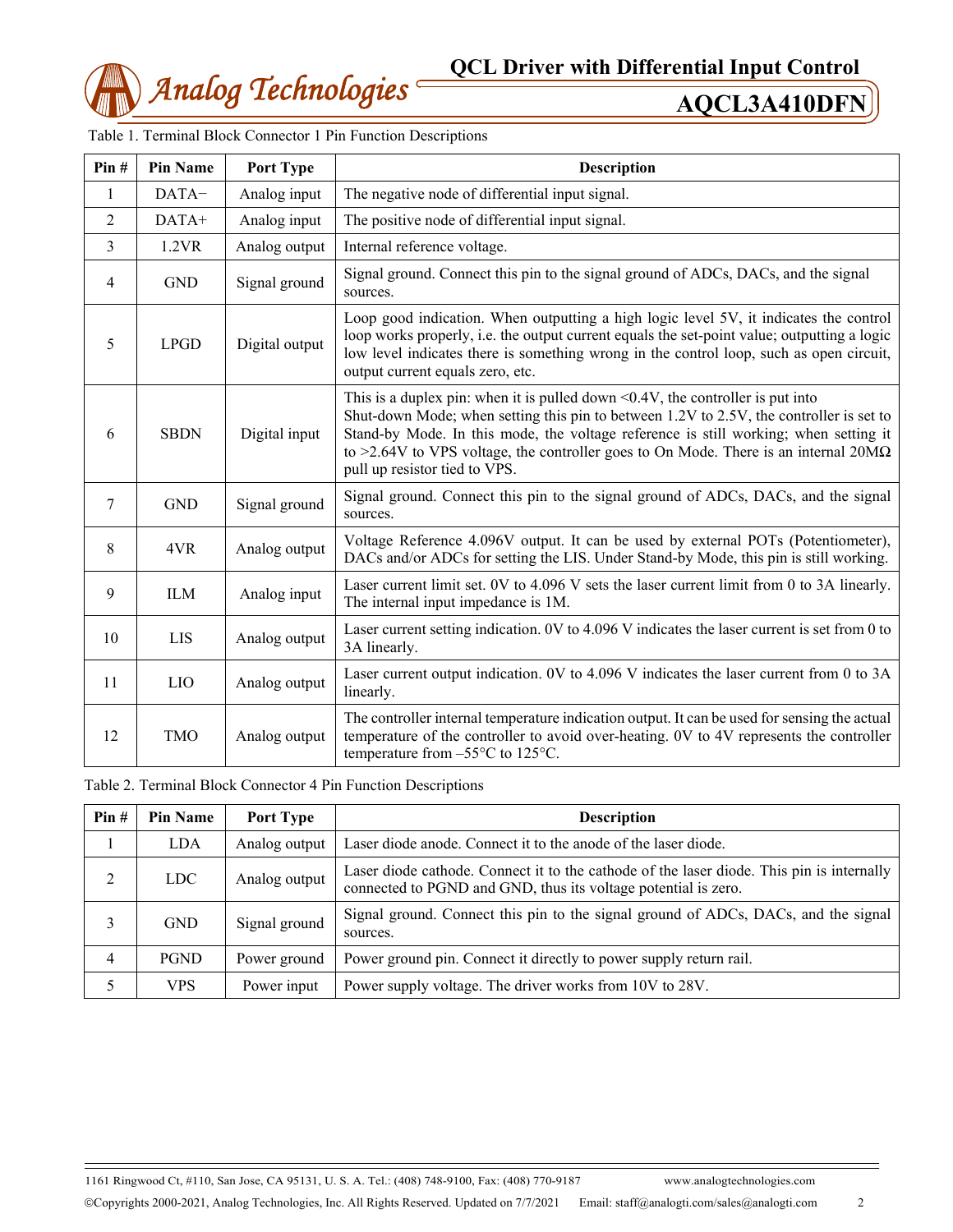Table 1. Terminal Block Connector 1 Pin Function Descriptions

| Pin # | Pin Name | Port Type | Description |
|---|---|---|---|
| 1 | DATA− | Analog input | The negative node of differential input signal. |
| 2 | DATA+ | Analog input | The positive node of differential input signal. |
| 3 | 1.2VR | Analog output | Internal reference voltage. |
| 4 | GND | Signal ground | Signal ground. Connect this pin to the signal ground of ADCs, DACs, and the signal sources. |
| 5 | LPGD | Digital output | Loop good indication. When outputting a high logic level 5V, it indicates the control loop works properly, i.e. the output current equals the set-point value; outputting a logic low level indicates there is something wrong in the control loop, such as open circuit, output current equals zero, etc. |
| 6 | SBDN | Digital input | This is a duplex pin: when it is pulled down <0.4V, the controller is put into Shut-down Mode; when setting this pin to between 1.2V to 2.5V, the controller is set to Stand-by Mode. In this mode, the voltage reference is still working; when setting it to >2.64V to VPS voltage, the controller goes to On Mode. There is an internal 20MΩ pull up resistor tied to VPS. |
| 7 | GND | Signal ground | Signal ground. Connect this pin to the signal ground of ADCs, DACs, and the signal sources. |
| 8 | 4VR | Analog output | Voltage Reference 4.096V output. It can be used by external POTs (Potentiometer), DACs and/or ADCs for setting the LIS. Under Stand-by Mode, this pin is still working. |
| 9 | ILM | Analog input | Laser current limit set. 0V to 4.096 V sets the laser current limit from 0 to 3A linearly. The internal input impedance is 1M. |
| 10 | LIS | Analog output | Laser current setting indication. 0V to 4.096 V indicates the laser current is set from 0 to 3A linearly. |
| 11 | LIO | Analog output | Laser current output indication. 0V to 4.096 V indicates the laser current from 0 to 3A linearly. |
| 12 | TMO | Analog output | The controller internal temperature indication output. It can be used for sensing the actual temperature of the controller to avoid over-heating. 0V to 4V represents the controller temperature from –55°C to 125°C. |

Table 2. Terminal Block Connector 4 Pin Function Descriptions

| Pin # | Pin Name | Port Type | Description |
|---|---|---|---|
| 1 | LDA | Analog output | Laser diode anode. Connect it to the anode of the laser diode. |
| 2 | LDC | Analog output | Laser diode cathode. Connect it to the cathode of the laser diode. This pin is internally connected to PGND and GND, thus its voltage potential is zero. |
| 3 | GND | Signal ground | Signal ground. Connect this pin to the signal ground of ADCs, DACs, and the signal sources. |
| 4 | PGND | Power ground | Power ground pin. Connect it directly to power supply return rail. |
| 5 | VPS | Power input | Power supply voltage. The driver works from 10V to 28V. |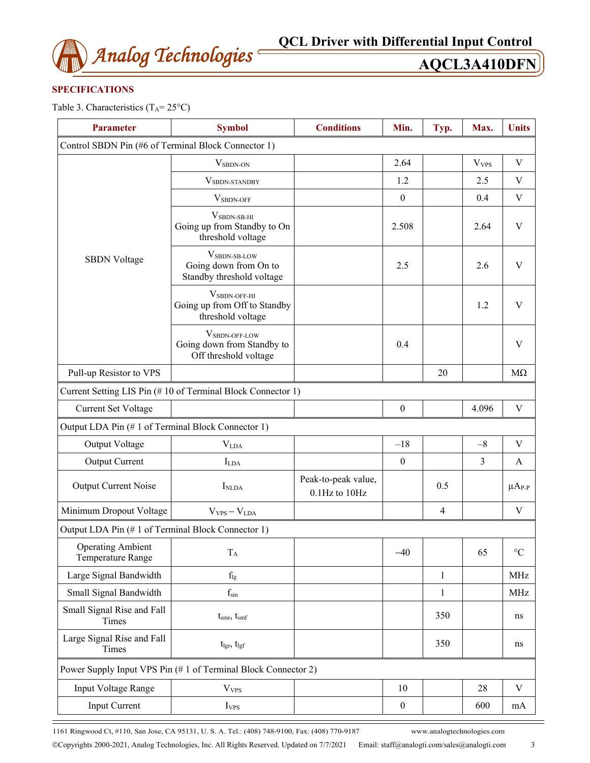## SPECIFICATIONS

Table 3. Characteristics ($T_A$= 25°C)

| Parameter | Symbol | Conditions | Min. | Typ. | Max. | Units |
|---|---|---|---|---|---|---|
| Control SBDN Pin (#6 of Terminal Block Connector 1) | | | | | | |
| SBDN Voltage | $V_{SBDN-ON}$ | | 2.64 | | $V_{VPS}$ | V |
| | $V_{SBDN-STANDBY}$ | | 1.2 | | 2.5 | V |
| | $V_{SBDN-OFF}$ | | 0 | | 0.4 | V |
| | $V_{SBDN-SB-HI}$ Going up from Standby to On threshold voltage | | 2.508 | | 2.64 | V |
| | $V_{SBDN-SB-LOW}$ Going down from On to Standby threshold voltage | | 2.5 | | 2.6 | V |
| | $V_{SBDN-OFF-HI}$ Going up from Off to Standby threshold voltage | | | | 1.2 | V |
| | $V_{SBDN-OFF-LOW}$ Going down from Standby to Off threshold voltage | | 0.4 | | | V |
| Pull-up Resistor to VPS | | | | 20 | | MΩ |
| Current Setting LIS Pin (# 10 of Terminal Block Connector 1) | | | | | | |
| Current Set Voltage | | | 0 | | 4.096 | V |
| Output LDA Pin (# 1 of Terminal Block Connector 1) | | | | | | |
| Output Voltage | $V_{LDA}$ | | –18 | | –8 | V |
| Output Current | $I_{LDA}$ | | 0 | | 3 | A |
| Output Current Noise | $I_{NLDA}$ | Peak-to-peak value, 0.1Hz to 10Hz | | 0.5 | | $\mu A_{P-P}$ |
| Minimum Dropout Voltage | $V_{VPS} - V_{LDA}$ | | | 4 | | V |
| Output LDA Pin (# 1 of Terminal Block Connector 1) | | | | | | |
| Operating Ambient Temperature Range | $T_A$ | | –40 | | 65 | °C |
| Large Signal Bandwidth | $f_{lg}$ | | | 1 | | MHz |
| Small Signal Bandwidth | $f_{sm}$ | | | 1 | | MHz |
| Small Signal Rise and Fall Times | $t_{smr}$, $t_{smf}$ | | | 350 | | ns |
| Large Signal Rise and Fall Times | $t_{lgr}$, $t_{lgf}$ | | | 350 | | ns |
| Power Supply Input VPS Pin (# 1 of Terminal Block Connector 2) | | | | | | |
| Input Voltage Range | $V_{VPS}$ | | 10 | | 28 | V |
| Input Current | $I_{VPS}$ | | 0 | | 600 | mA |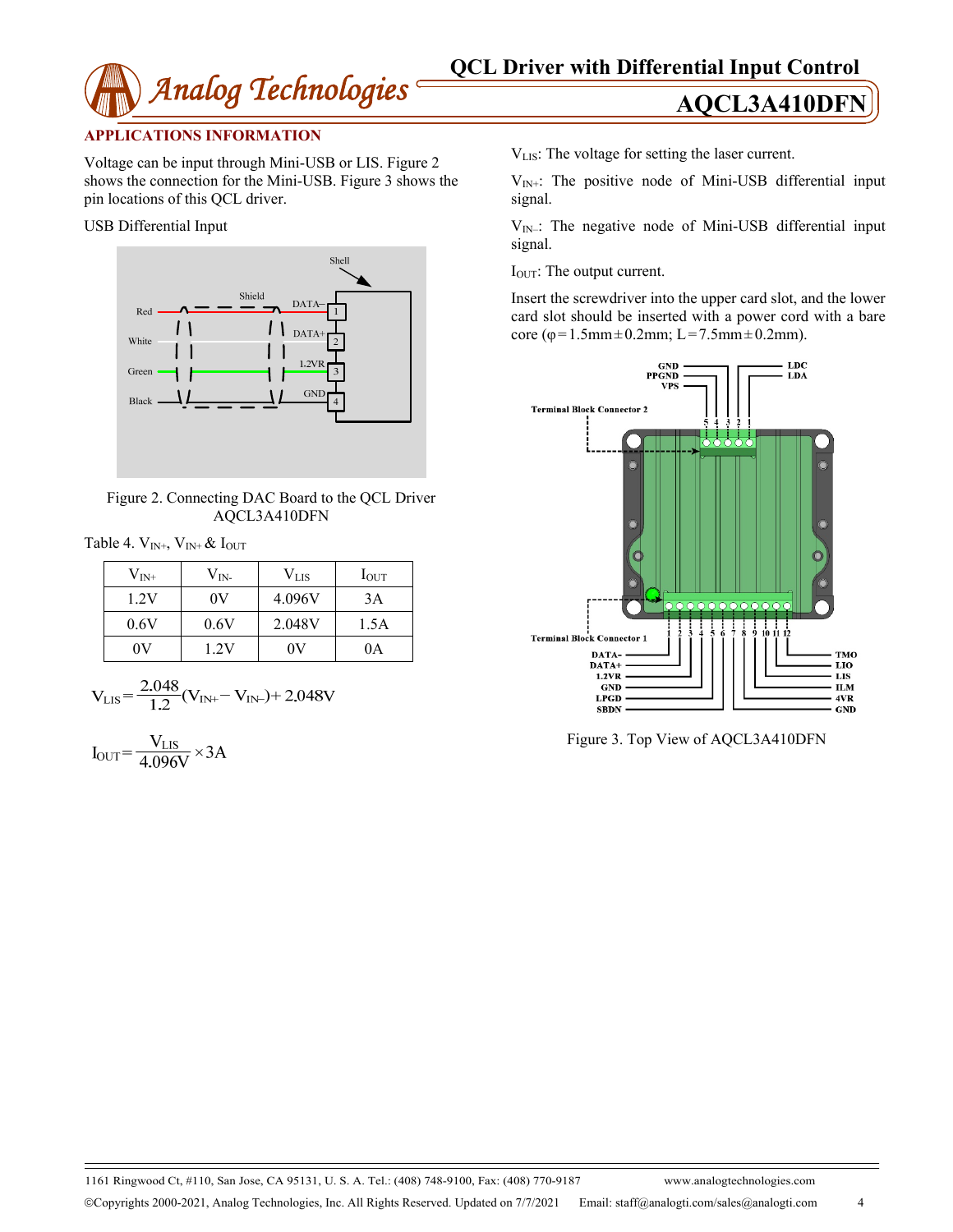## APPLICATIONS INFORMATION

Voltage can be input through Mini-USB or LIS. Figure 2 shows the connection for the Mini-USB. Figure 3 shows the pin locations of this QCL driver.

USB Differential Input

Figure 2. Connecting DAC Board to the QCL Driver AQCL3A410DFN

Table 4. $V_{IN+}$, $V_{IN+}$ & $I_{OUT}$

| $V_{IN+}$ | $V_{IN-}$ | $V_{LIS}$ | $I_{OUT}$ |
|---|---|---|---|
| 1.2V | 0V | 4.096V | 3A |
| 0.6V | 0.6V | 2.048V | 1.5A |
| 0V | 1.2V | 0V | 0A |

$$V_{LIS} = \frac{2.048}{1.2}(V_{IN+} - V_{IN-}) + 2.048V$$

$$I_{OUT} = \frac{V_{LIS}}{4.096V} \times 3A$$

$V_{LIS}$: The voltage for setting the laser current.

$V_{IN+}$: The positive node of Mini-USB differential input signal.

$V_{IN-}$: The negative node of Mini-USB differential input signal.

$I_{OUT}$: The output current.

Insert the screwdriver into the upper card slot, and the lower card slot should be inserted with a power cord with a bare core (φ=1.5mm±0.2mm; L=7.5mm±0.2mm).

Figure 3. Top View of AQCL3A410DFN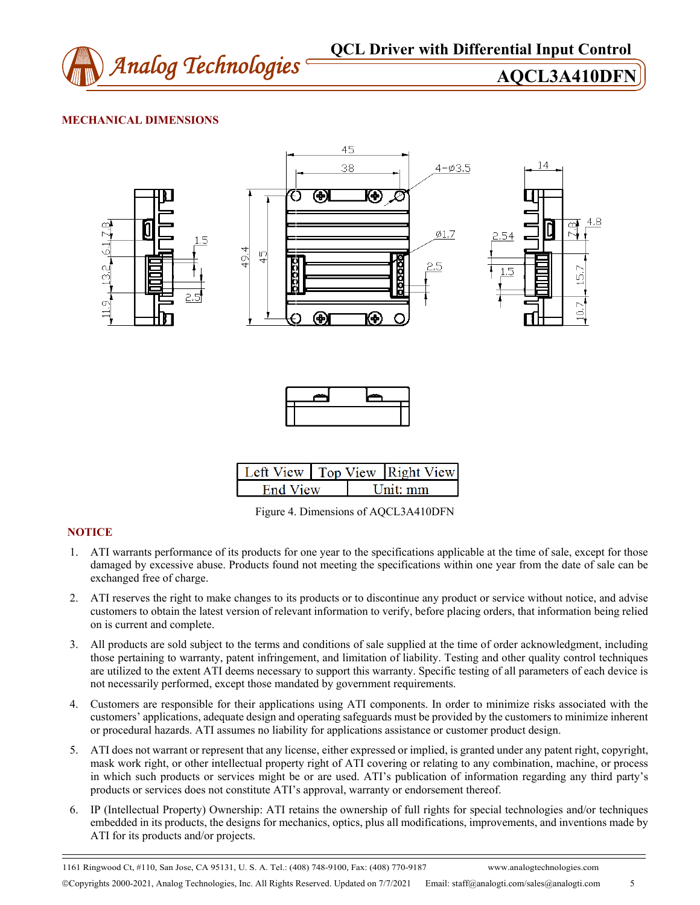## MECHANICAL DIMENSIONS

45
38
4-ø3.5
14
6.1 7.8
1.5
ø1.7
2.54
7.8
4.8
49.4
45
13.2
2.5
1.5
15.7
2.5
11.9
10.7

| Left View | Top View | Right View |
|---|---|---|
| End View | Unit: mm | |

Figure 4. Dimensions of AQCL3A410DFN

## NOTICE

1. ATI warrants performance of its products for one year to the specifications applicable at the time of sale, except for those damaged by excessive abuse. Products found not meeting the specifications within one year from the date of sale can be exchanged free of charge.
2. ATI reserves the right to make changes to its products or to discontinue any product or service without notice, and advise customers to obtain the latest version of relevant information to verify, before placing orders, that information being relied on is current and complete.
3. All products are sold subject to the terms and conditions of sale supplied at the time of order acknowledgment, including those pertaining to warranty, patent infringement, and limitation of liability. Testing and other quality control techniques are utilized to the extent ATI deems necessary to support this warranty. Specific testing of all parameters of each device is not necessarily performed, except those mandated by government requirements.
4. Customers are responsible for their applications using ATI components. In order to minimize risks associated with the customers' applications, adequate design and operating safeguards must be provided by the customers to minimize inherent or procedural hazards. ATI assumes no liability for applications assistance or customer product design.
5. ATI does not warrant or represent that any license, either expressed or implied, is granted under any patent right, copyright, mask work right, or other intellectual property right of ATI covering or relating to any combination, machine, or process in which such products or services might be or are used. ATI's publication of information regarding any third party's products or services does not constitute ATI's approval, warranty or endorsement thereof.
6. IP (Intellectual Property) Ownership: ATI retains the ownership of full rights for special technologies and/or techniques embedded in its products, the designs for mechanics, optics, plus all modifications, improvements, and inventions made by ATI for its products and/or projects.